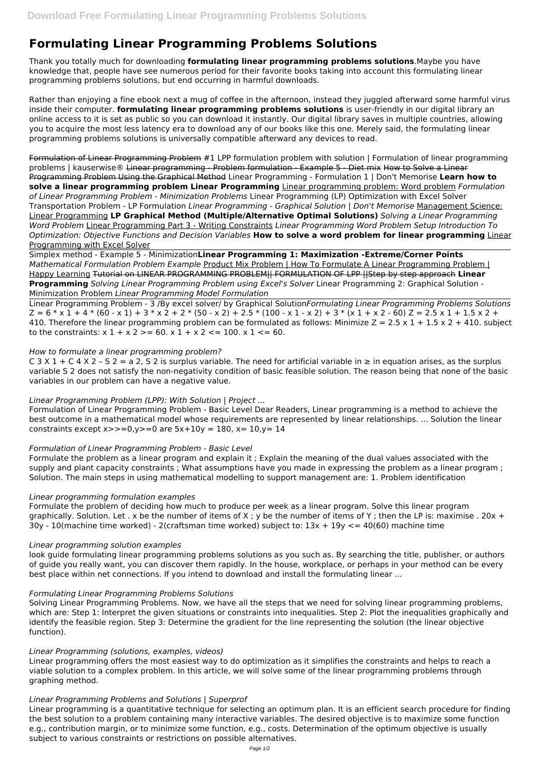# Formulating Linear Programming Problems Solutions

Thank you totally much for downloading **formulating linear programming problems solutions**.Maybe you have knowledge that, people have see numerous period for their favorite books taking into account this formulating linear programming problems solutions, but end occurring in harmful downloads.

Rather than enjoying a fine ebook next a mug of coffee in the afternoon, instead they juggled afterward some harmful virus inside their computer. **formulating linear programming problems solutions** is user-friendly in our digital library an online access to it is set as public so you can download it instantly. Our digital library saves in multiple countries, allowing you to acquire the most less latency era to download any of our books like this one. Merely said, the formulating linear programming problems solutions is universally compatible afterward any devices to read.

Formulation of Linear Programming Problem #1 LPP formulation problem with solution | Formulation of linear programming problems | kauserwise® Linear programming - Problem formulation - Example 5 - Diet mix How to Solve a Linear Programming Problem Using the Graphical Method Linear Programming - Formulation 1 | Don't Memorise **Learn how to solve a linear programming problem Linear Programming** Linear programming problem: Word problem *Formulation of Linear Programming Problem - Minimization Problems* Linear Programming (LP) Optimization with Excel Solver Transportation Problem - LP Formulation *Linear Programming - Graphical Solution | Don't Memorise* Management Science: Linear Programming **LP Graphical Method (Multiple/Alternative Optimal Solutions)** *Solving a Linear Programming Word Problem* Linear Programming Part 3 - Writing Constraints *Linear Programming Word Problem Setup Introduction To Optimization: Objective Functions and Decision Variables* **How to solve a word problem for linear programming** Linear Programming with Excel Solver

Simplex method - Example 5 - Minimization**Linear Programming 1: Maximization -Extreme/Corner Points** *Mathematical Formulation Problem Example* Product Mix Problem | How To Formulate A Linear Programming Problem | Happy Learning Tutorial on LINEAR PROGRAMMING PROBLEM|| FORMULATION OF LPP ||Step by step approach **Linear Programming** *Solving Linear Programming Problem using Excel's Solver* Linear Programming 2: Graphical Solution - Minimization Problem *Linear Programming Model Formulation*

Linear Programming Problem - 3 /By excel solver/ by Graphical Solution*Formulating Linear Programming Problems Solutions*
$Z = 6 * x 1 + 4 * (60 - x 1) + 3 * x 2 + 2 * (50 - x 2) + 2.5 * (100 - x 1 - x 2) + 3 * (x 1 + x 2 - 60)$ $Z = 2.5 x 1 + 1.5 x 2 + 410$. Therefore the linear programming problem can be formulated as follows: Minimize $Z = 2.5 x 1 + 1.5 x 2 + 410$. subject to the constraints: $x 1 + x 2 >= 60$. $x 1 + x 2 <= 100$. $x 1 <= 60$.

*How to formulate a linear programming problem?*

C 3 X 1 + C 4 X 2 – S 2 = a 2, S 2 is surplus variable. The need for artificial variable in ≥ in equation arises, as the surplus variable S 2 does not satisfy the non-negativity condition of basic feasible solution. The reason being that none of the basic variables in our problem can have a negative value.

*Linear Programming Problem (LPP): With Solution | Project ...*

Formulation of Linear Programming Problem - Basic Level Dear Readers, Linear programming is a method to achieve the best outcome in a mathematical model whose requirements are represented by linear relationships. ... Solution the linear constraints except $x>>=0,y>=0$ are $5x+10y = 180$, $x= 10,y= 14$

*Formulation of Linear Programming Problem - Basic Level*

Formulate the problem as a linear program and explain it ; Explain the meaning of the dual values associated with the supply and plant capacity constraints ; What assumptions have you made in expressing the problem as a linear program ; Solution. The main steps in using mathematical modelling to support management are: 1. Problem identification

*Linear programming formulation examples*

Formulate the problem of deciding how much to produce per week as a linear program. Solve this linear program graphically. Solution. Let . x be the number of items of X ; y be the number of items of Y ; then the LP is: maximise . 20x + 30y - 10(machine time worked) - 2(craftsman time worked) subject to: $13x + 19y <= 40(60)$ machine time

*Linear programming solution examples*

look guide formulating linear programming problems solutions as you such as. By searching the title, publisher, or authors of guide you really want, you can discover them rapidly. In the house, workplace, or perhaps in your method can be every best place within net connections. If you intend to download and install the formulating linear ...

*Formulating Linear Programming Problems Solutions*

Solving Linear Programming Problems. Now, we have all the steps that we need for solving linear programming problems, which are: Step 1: Interpret the given situations or constraints into inequalities. Step 2: Plot the inequalities graphically and identify the feasible region. Step 3: Determine the gradient for the line representing the solution (the linear objective function).

*Linear Programming (solutions, examples, videos)*

Linear programming offers the most easiest way to do optimization as it simplifies the constraints and helps to reach a viable solution to a complex problem. In this article, we will solve some of the linear programming problems through graphing method.

*Linear Programming Problems and Solutions | Superprof*

Linear programming is a quantitative technique for selecting an optimum plan. It is an efficient search procedure for finding the best solution to a problem containing many interactive variables. The desired objective is to maximize some function e.g., contribution margin, or to minimize some function, e.g., costs. Determination of the optimum objective is usually subject to various constraints or restrictions on possible alternatives.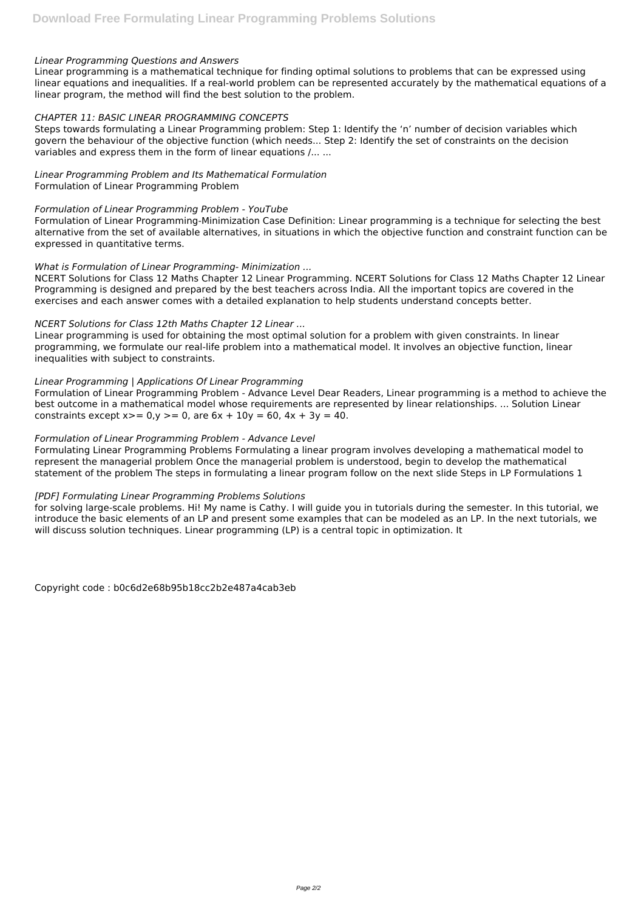*Linear Programming Questions and Answers*

Linear programming is a mathematical technique for finding optimal solutions to problems that can be expressed using linear equations and inequalities. If a real-world problem can be represented accurately by the mathematical equations of a linear program, the method will find the best solution to the problem.

*CHAPTER 11: BASIC LINEAR PROGRAMMING CONCEPTS*

Steps towards formulating a Linear Programming problem: Step 1: Identify the 'n' number of decision variables which govern the behaviour of the objective function (which needs... Step 2: Identify the set of constraints on the decision variables and express them in the form of linear equations /... ...

*Linear Programming Problem and Its Mathematical Formulation*

Formulation of Linear Programming Problem

*Formulation of Linear Programming Problem - YouTube*

Formulation of Linear Programming-Minimization Case Definition: Linear programming is a technique for selecting the best alternative from the set of available alternatives, in situations in which the objective function and constraint function can be expressed in quantitative terms.

*What is Formulation of Linear Programming- Minimization ...*

NCERT Solutions for Class 12 Maths Chapter 12 Linear Programming. NCERT Solutions for Class 12 Maths Chapter 12 Linear Programming is designed and prepared by the best teachers across India. All the important topics are covered in the exercises and each answer comes with a detailed explanation to help students understand concepts better.

*NCERT Solutions for Class 12th Maths Chapter 12 Linear ...*

Linear programming is used for obtaining the most optimal solution for a problem with given constraints. In linear programming, we formulate our real-life problem into a mathematical model. It involves an objective function, linear inequalities with subject to constraints.

*Linear Programming | Applications Of Linear Programming*

Formulation of Linear Programming Problem - Advance Level Dear Readers, Linear programming is a method to achieve the best outcome in a mathematical model whose requirements are represented by linear relationships. ... Solution Linear constraints except $x >= 0, y >= 0$, are $6x + 10y = 60$, $4x + 3y = 40$.

*Formulation of Linear Programming Problem - Advance Level*

Formulating Linear Programming Problems Formulating a linear program involves developing a mathematical model to represent the managerial problem Once the managerial problem is understood, begin to develop the mathematical statement of the problem The steps in formulating a linear program follow on the next slide Steps in LP Formulations 1

*[PDF] Formulating Linear Programming Problems Solutions*

for solving large-scale problems. Hi! My name is Cathy. I will guide you in tutorials during the semester. In this tutorial, we introduce the basic elements of an LP and present some examples that can be modeled as an LP. In the next tutorials, we will discuss solution techniques. Linear programming (LP) is a central topic in optimization. It

Copyright code : b0c6d2e68b95b18cc2b2e487a4cab3eb